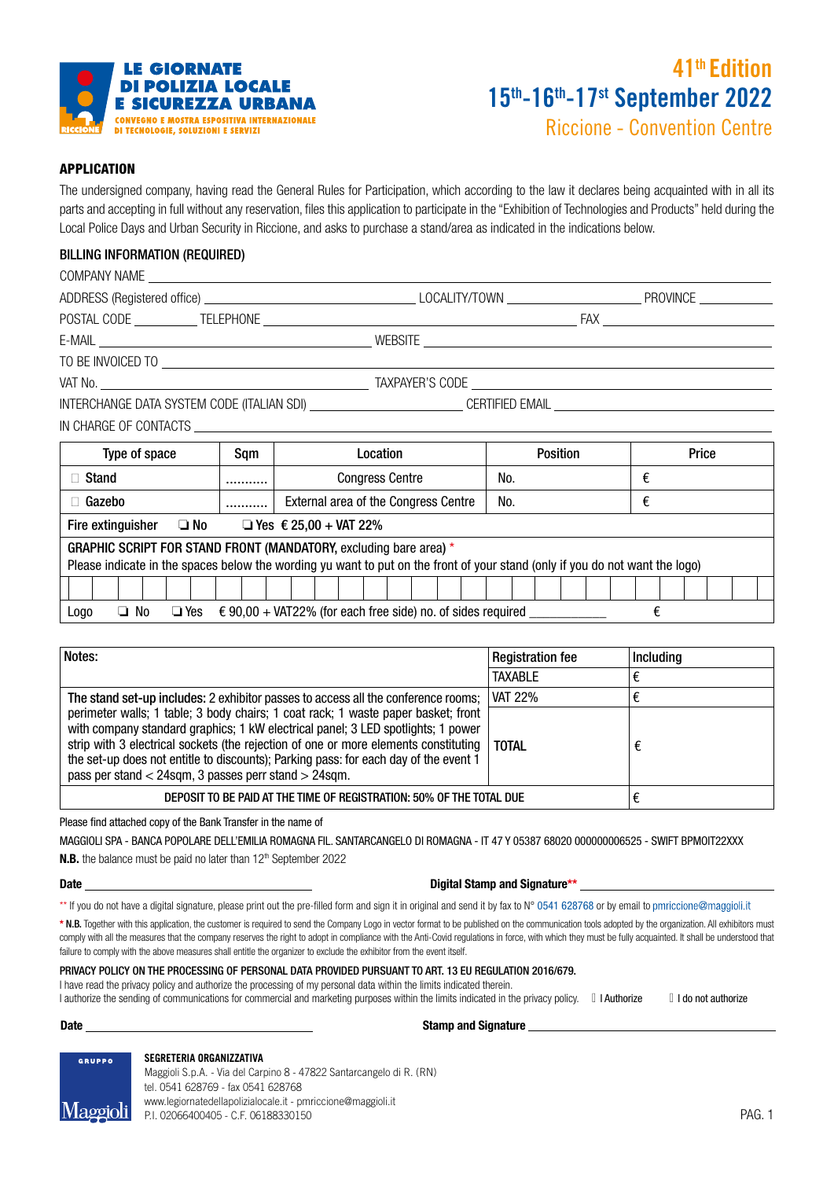LE GIORNATE DI POLIZIA LOCALE E SICUREZZA URBANA
CONVEGNO E MOSTRA ESPOSITIVA INTERNAZIONALE DI TECNOLOGIE, SOLUZIONI E SERVIZI

# 41th Edition
# 15th-16th-17st September 2022
## Riccione - Convention Centre

### APPLICATION

The undersigned company, having read the General Rules for Participation, which according to the law it declares being acquainted with in all its parts and accepting in full without any reservation, files this application to participate in the "Exhibition of Technologies and Products" held during the Local Police Days and Urban Security in Riccione, and asks to purchase a stand/area as indicated in the indications below.

### BILLING INFORMATION (REQUIRED)

COMPANY NAME ______________________________

ADDRESS (Registered office) ______________ LOCALITY/TOWN ______________ PROVINCE ________

POSTAL CODE ________ TELEPHONE ______________ FAX ______________

E-MAIL ______________ WEBSITE ______________

TO BE INVOICED TO ______________________________

VAT No. ______________ TAXPAYER'S CODE ______________

INTERCHANGE DATA SYSTEM CODE (ITALIAN SDI) ______________ CERTIFIED EMAIL ______________

IN CHARGE OF CONTACTS ______________________________

| Type of space | Sqm | Location | Position | Price |
|---|---|---|---|---|
| ☐ Stand | .......... | Congress Centre | No. | € |
| ☐ Gazebo | .......... | External area of the Congress Centre | No. | € |
| Fire extinguisher ❑ No ❑ Yes € 25,00 + VAT 22% | | | | |
| GRAPHIC SCRIPT FOR STAND FRONT (MANDATORY, excluding bare area) * Please indicate in the spaces below the wording yu want to put on the front of your stand (only if you do not want the logo) | | | | |
| | | | | |
| Logo ❑ No ❑ Yes € 90,00 + VAT22% (for each free side) no. of sides required ___________ | | | | € |

| Notes: | Registration fee | Including |
|---|---|---|
| | TAXABLE | € |
| **The stand set-up includes:** 2 exhibitor passes to access all the conference rooms; perimeter walls; 1 table; 3 body chairs; 1 coat rack; 1 waste paper basket; front with company standard graphics; 1 kW electrical panel; 3 LED spotlights; 1 power strip with 3 electrical sockets (the rejection of one or more elements constituting the set-up does not entitle to discounts); Parking pass: for each day of the event 1 pass per stand < 24sqm, 3 passes perr stand > 24sqm. | VAT 22% | € |
| | TOTAL | € |
| DEPOSIT TO BE PAID AT THE TIME OF REGISTRATION: 50% OF THE TOTAL DUE | | € |

Please find attached copy of the Bank Transfer in the name of

MAGGIOLI SPA - BANCA POPOLARE DELL'EMILIA ROMAGNA FIL. SANTARCANGELO DI ROMAGNA - IT 47 Y 05387 68020 000000006525 - SWIFT BPMOIT22XXX

**N.B.** the balance must be paid no later than 12th September 2022

**Date** ______________ **Digital Stamp and Signature**** ______________

** If you do not have a digital signature, please print out the pre-filled form and sign it in original and send it by fax to N° 0541 628768 or by email to pmriccione@maggioli.it

* **N.B.** Together with this application, the customer is required to send the Company Logo in vector format to be published on the communication tools adopted by the organization. All exhibitors must comply with all the measures that the company reserves the right to adopt in compliance with the Anti-Covid regulations in force, with which they must be fully acquainted. It shall be understood that failure to comply with the above measures shall entitle the organizer to exclude the exhibitor from the event itself.

PRIVACY POLICY ON THE PROCESSING OF PERSONAL DATA PROVIDED PURSUANT TO ART. 13 EU REGULATION 2016/679.

I have read the privacy policy and authorize the processing of my personal data within the limits indicated therein.
I authorize the sending of communications for commercial and marketing purposes within the limits indicated in the privacy policy. ☐ I Authorize ☐ I do not authorize

**Date** ______________ **Stamp and Signature** ______________

GRUPPO Maggioli

**SEGRETERIA ORGANIZZATIVA**
Maggioli S.p.A. - Via del Carpino 8 - 47822 Santarcangelo di R. (RN)
tel. 0541 628769 - fax 0541 628768
www.legiornatedellapolizialocale.it - pmriccione@maggioli.it
P.I. 02066400405 - C.F. 06188330150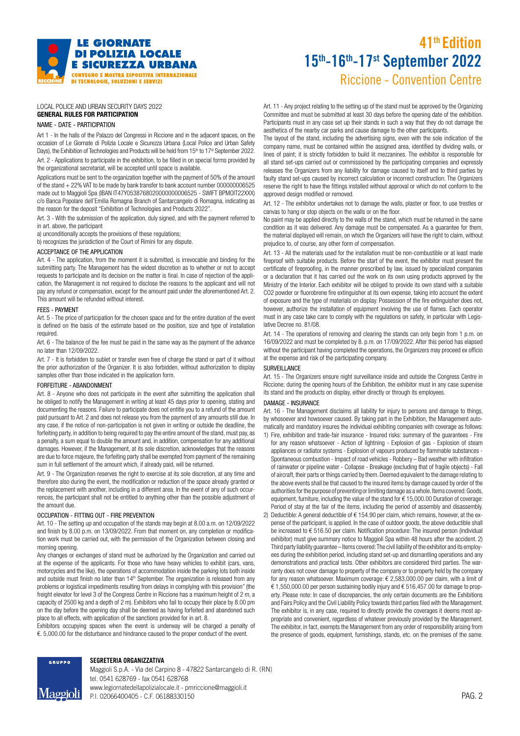LOCAL POLICE AND URBAN SECURITY DAYS 2022
**GENERAL RULES FOR PARTICIPATION**

NAME - DATE - PARTICIPATION

Art 1 - In the halls of the Palazzo del Congressi in Riccione and in the adjacent spaces, on the occasion of Le Giornate di Polizia Locale e Sicurezza Urbana (Local Police and Urban Safety Days), the Exhibition of Technologies and Products will be held from 15th to 17st September 2022.

Art. 2 - Applications to participate in the exhibition, to be filled in on special forms provided by the organizational secretariat, will be accepted until space is available.

Applications must be sent to the organization together with the payment of 50% of the amount of the stand + 22% VAT to be made by bank transfer to bank account number 000000006525 made out to Maggioli Spa (IBAN IT47Y0538768020000000006525 - SWIFT BPMOIT22XXX) c/o Banca Popolare dell'Emilia Romagna Branch of Santarcangelo di Romagna, indicating as the reason for the deposit "Exhibition of Technologies and Products 2022".

Art. 3 - With the submission of the application, duly signed, and with the payment referred to in art. above, the participant

a) unconditionally accepts the provisions of these regulations;

b) recognizes the jurisdiction of the Court of Rimini for any dispute.

ACCEPTANCE OF THE APPLICATION

Art. 4 - The application, from the moment it is submitted, is irrevocable and binding for the submitting party. The Management has the widest discretion as to whether or not to accept requests to participate and its decision on the matter is final. In case of rejection of the application, the Management is not required to disclose the reasons to the applicant and will not pay any refund or compensation, except for the amount paid under the aforementioned Art. 2. This amount will be refunded without interest.

FEES - PAYMENT

Art. 5 - The price of participation for the chosen space and for the entire duration of the event is defined on the basis of the estimate based on the position, size and type of installation required.

Art. 6 - The balance of the fee must be paid in the same way as the payment of the advance no later than 12/09/2022.

Art. 7 - It is forbidden to sublet or transfer even free of charge the stand or part of it without the prior authorization of the Organizer. It is also forbidden, without authorization to display samples other than those indicated in the application form.

FORFEITURE - ABANDONMENT

Art. 8 - Anyone who does not participate in the event after submitting the application shall be obliged to notify the Management in writing at least 45 days prior to opening, stating and documenting the reasons. Failure to participate does not entitle you to a refund of the amount paid pursuant to Art. 2 and does not release you from the payment of any amounts still due. In any case, if the notice of non-participation is not given in writing or outside the deadline, the forfeiting party, in addition to being required to pay the entire amount of the stand, must pay, as a penalty, a sum equal to double the amount and, in addition, compensation for any additional damages. However, if the Management, at its sole discretion, acknowledges that the reasons are due to force majeure, the forfeiting party shall be exempted from payment of the remaining sum in full settlement of the amount which, if already paid, will be returned.

Art. 9 - The Organization reserves the right to exercise at its sole discretion, at any time and therefore also during the event, the modification or reduction of the space already granted or the replacement with another, including in a different area. In the event of any of such occurrences, the participant shall not be entitled to anything other than the possible adjustment of the amount due.

OCCUPATION - FITTING OUT - FIRE PREVENTION

Art. 10 - The setting up and occupation of the stands may begin at 8.00 a.m. on 12/09/2022 and finish by 8.00 p.m. on 13/09/2022. From that moment on, any completion or modification work must be carried out, with the permission of the Organization between closing and morning opening.

Any changes or exchanges of stand must be authorized by the Organization and carried out at the expense of the applicants. For those who have heavy vehicles to exhibit (cars, vans, motorcycles and the like), the operations of accommodation inside the parking lots both inside and outside must finish no later than 14th September. The organization is released from any problems or logistical impediments resulting from delays in complying with this provision" (the freight elevator for level 3 of the Congress Centre in Riccione has a maximum height of 2 m, a capacity of 2500 kg and a depth of 2 m). Exhibitors who fail to occupy their place by 8.00 pm on the day before the opening day shall be deemed as having forfeited and abandoned such place to all effects, with application of the sanctions provided for in art. 8.

Exhibitors occupying spaces when the event is underway will be charged a penalty of €. 5,000.00 for the disturbance and hindrance caused to the proper conduct of the event.

Art. 11 - Any project relating to the setting up of the stand must be approved by the Organizing Committee and must be submitted at least 30 days before the opening date of the exhibition. Participants must in any case set up their stands in such a way that they do not damage the aesthetics of the nearby car parks and cause damage to the other participants.

The layout of the stand, including the advertising signs, even with the sole indication of the company name, must be contained within the assigned area, identified by dividing walls, or lines of paint; it is strictly forbidden to build lit mezzanines. The exhibitor is responsible for all stand set-ups carried out or commissioned by the participating companies and expressly releases the Organizers from any liability for damage caused to itself and to third parties by faulty stand set-ups caused by incorrect calculation or incorrect construction. The Organizers reserve the right to have the fittings installed without approval or which do not conform to the approved design modified or removed.

Art. 12 - The exhibitor undertakes not to damage the walls, plaster or floor, to use trestles or canvas to hang or stop objects on the walls or on the floor.

No paint may be applied directly to the walls of the stand, which must be returned in the same condition as it was delivered. Any damage must be compensated. As a guarantee for them, the material displayed will remain, on which the Organizers will have the right to claim, without prejudice to, of course, any other form of compensation.

Art. 13 - All the materials used for the installation must be non-combustible or at least made fireproof with suitable products. Before the start of the event, the exhibitor must present the certificate of fireproofing, in the manner prescribed by law, issued by specialized companies or a declaration that it has carried out the work on its own using products approved by the Ministry of the Interior. Each exhibitor will be obliged to provide its own stand with a suitable $CO_2$ powder or fluorobrene fire extinguisher at its own expense, taking into account the extent of exposure and the type of materials on display. Possession of the fire extinguisher does not, however, authorize the installation of equipment involving the use of flames. Each operator must in any case take care to comply with the regulations on safety, in particular with Legislative Decree no. 81/08.

Art. 14 - The operations of removing and clearing the stands can only begin from 1 p.m. on 16/09/2022 and must be completed by 8. p.m. on 17/09/2022. After this period has elapsed without the participant having completed the operations, the Organizers may proceed ex officio at the expense and risk of the participating company.

SURVEILLANCE

Art. 15 - The Organizers ensure night surveillance inside and outside the Congress Centre in Riccione; during the opening hours of the Exhibition, the exhibitor must in any case supervise its stand and the products on display, either directly or through its employees.

DAMAGE - INSURANCE

Art. 16 - The Management disclaims all liability for injury to persons and damage to things, by whosoever and howsoever caused. By taking part in the Exhibition, the Management automatically and mandatory insures the individual exhibiting companies with coverage as follows:

1) Fire, exhibition and trade-fair insurance - Insured risks: summary of the guarantees - Fire for any reason whatsoever - Action of lightning - Explosion of gas - Explosion of steam appliances or radiator systems - Explosion of vapours produced by flammable substances - Spontaneous combustion - Impact of road vehicles - Robbery – Bad weather with infiltration of rainwater or pipeline water - Collapse - Breakage (excluding that of fragile objects) - Fall of aircraft, their parts or things carried by them. Deemed equivalent to the damage relating to the above events shall be that caused to the insured items by damage caused by order of the authorities for the purpose of preventing or limiting damage as a whole. Items covered: Goods, equipment, furniture, including the value of the stand for € 15,000.00 Duration of coverage: Period of stay at the fair of the items, including the period of assembly and disassembly.
2) Deductible: A general deductible of € 154.90 per claim, which remains, however, at the expense of the participant, is applied. In the case of outdoor goods, the above deductible shall be increased to € 516.50 per claim. Notification procedure: The insured person (individual exhibitor) must give summary notice to Maggioli Spa within 48 hours after the accident. 2) Third party liability guarantee – Items covered: The civil liability of the exhibitor and its employees during the exhibition period, including stand set-up and dismantling operations and any demonstrations and practical tests. Other exhibitors are considered third parties. The warranty does not cover damage to property of the company or to property held by the company for any reason whatsoever. Maximum coverage: € 2,583,000.00 per claim, with a limit of € 1,550,000.00 per person sustaining bodily injury and € 516,457.00 for damage to property. Please note: In case of discrepancies, the only certain documents are the Exhibitions and Fairs Policy and the Civil Liability Policy towards third parties filed with the Management. The exhibitor is, in any case, required to directly provide the coverages it deems most appropriate and convenient, regardless of whatever previously provided by the Management. The exhibitor, in fact, exempts the Management from any order of responsibility arising from the presence of goods, equipment, furnishings, stands, etc. on the premises of the same.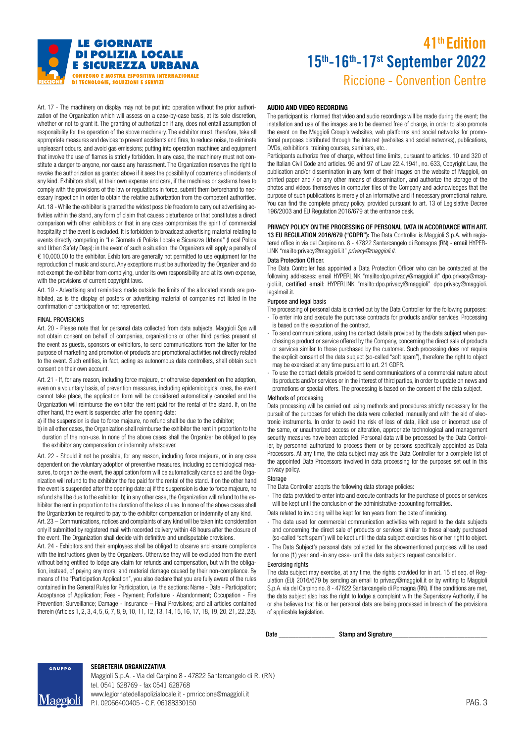Art. 17 - The machinery on display may not be put into operation without the prior authorization of the Organization which will assess on a case-by-case basis, at its sole discretion, whether or not to grant it. The granting of authorization if any, does not entail assumption of responsibility for the operation of the above machinery. The exhibitor must, therefore, take all appropriate measures and devices to prevent accidents and fires, to reduce noise, to eliminate unpleasant odours, and avoid gas emissions; putting into operation machines and equipment that involve the use of flames is strictly forbidden. In any case, the machinery must not constitute a danger to anyone, nor cause any harassment. The Organization reserves the right to revoke the authorization as granted above if it sees the possibility of occurrence of incidents of any kind. Exhibitors shall, at their own expense and care, if the machines or systems have to comply with the provisions of the law or regulations in force, submit them beforehand to necessary inspection in order to obtain the relative authorization from the competent authorities.

Art. 18 - While the exhibitor is granted the widest possible freedom to carry out advertising activities within the stand, any form of claim that causes disturbance or that constitutes a direct comparison with other exhibitors or that in any case compromises the spirit of commercial hospitality of the event is excluded. It is forbidden to broadcast advertising material relating to events directly competing in "Le Giornate di Polizia Locale e Sicurezza Urbana" (Local Police and Urban Safety Days): in the event of such a situation, the Organizers will apply a penalty of € 10,000.00 to the exhibitor. Exhibitors are generally not permitted to use equipment for the reproduction of music and sound. Any exceptions must be authorized by the Organizer and do not exempt the exhibitor from complying, under its own responsibility and at its own expense, with the provisions of current copyright laws.

Art. 19 - Advertising and reminders made outside the limits of the allocated stands are prohibited, as is the display of posters or advertising material of companies not listed in the confirmation of participation or not represented.

## FINAL PROVISIONS

Art. 20 - Please note that for personal data collected from data subjects, Maggioli Spa will not obtain consent on behalf of companies, organizations or other third parties present at the event as guests, sponsors or exhibitors, to send communications from the latter for the purpose of marketing and promotion of products and promotional activities not directly related to the event. Such entities, in fact, acting as autonomous data controllers, shall obtain such consent on their own account.

Art. 21 - If, for any reason, including force majeure, or otherwise dependent on the adoption, even on a voluntary basis, of prevention measures, including epidemiological ones, the event cannot take place, the application form will be considered automatically canceled and the Organization will reimburse the exhibitor the rent paid for the rental of the stand. If, on the other hand, the event is suspended after the opening date:

a) if the suspension is due to force majeure, no refund shall be due to the exhibitor;

b) in all other cases, the Organization shall reimburse the exhibitor the rent in proportion to the duration of the non-use. In none of the above cases shall the Organizer be obliged to pay the exhibitor any compensation or indemnity whatsoever.

Art. 22 - Should it not be possible, for any reason, including force majeure, or in any case dependent on the voluntary adoption of preventive measures, including epidemiological measures, to organize the event, the application form will be automatically canceled and the Organization will refund to the exhibitor the fee paid for the rental of the stand. If on the other hand the event is suspended after the opening date: a) if the suspension is due to force majeure, no refund shall be due to the exhibitor; b) in any other case, the Organization will refund to the exhibitor the rent in proportion to the duration of the loss of use. In none of the above cases shall the Organization be required to pay to the exhibitor compensation or indemnity of any kind.

Art. 23 – Communications, notices and complaints of any kind will be taken into consideration only if submitted by registered mail with recorded delivery within 48 hours after the closure of the event. The Organization shall decide with definitive and undisputable provisions.

Art. 24 - Exhibitors and their employees shall be obliged to observe and ensure compliance with the instructions given by the Organizers. Otherwise they will be excluded from the event without being entitled to lodge any claim for refunds and compensation, but with the obligation, instead, of paying any moral and material damage caused by their non-compliance. By means of the "Participation Application", you also declare that you are fully aware of the rules contained in the General Rules for Participation, i.e. the sections: Name - Date - Participating; Acceptance of Application; Fees - Payment; Forfeiture - Abandonment; Occupation - Fire Prevention; Surveillance; Damage - Insurance – Final Provisions; and all articles contained therein (Articles 1, 2, 3, 4, 5, 6, 7, 8, 9, 10, 11, 12, 13, 14, 15, 16, 17, 18, 19, 20, 21, 22, 23).

## AUDIO AND VIDEO RECORDING

The participant is informed that video and audio recordings will be made during the event; the installation and use of the images are to be deemed free of charge, in order to also promote the event on the Maggioli Group's websites, web platforms and social networks for promotional purposes distributed through the Internet (websites and social networks), publications, DVDs, exhibitions, training courses, seminars, etc..

Participants authorize free of charge, without time limits, pursuant to articles. 10 and 320 of the Italian Civil Code and articles. 96 and 97 of Law 22.4.1941, no. 633, Copyright Law, the publication and/or dissemination in any form of their images on the website of Maggioli, on printed paper and / or any other means of dissemination, and authorize the storage of the photos and videos themselves in computer files of the Company and acknowledges that the purpose of such publications is merely of an informative and if necessary promotional nature. You can find the complete privacy policy, provided pursuant to art. 13 of Legislative Decree 196/2003 and EU Regulation 2016/679 at the entrance desk.

**PRIVACY POLICY ON THE PROCESSING OF PERSONAL DATA IN ACCORDANCE WITH ART. 13 EU REGULATION 2016/679 ("GDPR"):** The Data Controller is Maggioli S.p.A. with registered office in via del Carpino no. 8 - 47822 Santarcangelo di Romagna (RN) - **email** HYPERLINK "mailto:privacy@maggioli.it" *privacy@maggioli.it*.

### Data Protection Officer.

The Data Controller has appointed a Data Protection Officer who can be contacted at the following addresses: email HYPERLINK "mailto:dpo.privacy@maggioli.it" dpo.privacy@maggioli.it, **certified email**: HYPERLINK "mailto:dpo.privacy@maggioli" dpo.privacy@maggioli.legalmail.it.

### Purpose and legal basis

The processing of personal data is carried out by the Data Controller for the following purposes:

- To enter into and execute the purchase contracts for products and/or services. Processing is based on the execution of the contract.
- To send communications, using the contact details provided by the data subject when purchasing a product or service offered by the Company, concerning the direct sale of products or services similar to those purchased by the customer. Such processing does not require the explicit consent of the data subject (so-called "soft spam"), therefore the right to object may be exercised at any time pursuant to art. 21 GDPR.
- To use the contact details provided to send communications of a commercial nature about its products and/or services or in the interest of third parties, in order to update on news and promotions or special offers. The processing is based on the consent of the data subject.

### Methods of processing

Data processing will be carried out using methods and procedures strictly necessary for the pursuit of the purposes for which the data were collected, manually and with the aid of electronic instruments. In order to avoid the risk of loss of data, illicit use or incorrect use of the same, or unauthorized access or alteration, appropriate technological and management security measures have been adopted. Personal data will be processed by the Data Controller, by personnel authorized to process them or by persons specifically appointed as Data Processors. At any time, the data subject may ask the Data Controller for a complete list of the appointed Data Processors involved in data processing for the purposes set out in this privacy policy.

### Storage

The Data Controller adopts the following data storage policies:

- The data provided to enter into and execute contracts for the purchase of goods or services will be kept until the conclusion of the administrative-accounting formalities.

Data related to invoicing will be kept for ten years from the date of invoicing.

- The data used for commercial communication activities with regard to the data subjects and concerning the direct sale of products or services similar to those already purchased (so-called "soft spam") will be kept until the data subject exercises his or her right to object.
- The Data Subject's personal data collected for the abovementioned purposes will be used for one (1) year and -in any case- until the data subjects request cancellation.

### Exercising rights

The data subject may exercise, at any time, the rights provided for in art. 15 et seq. of Regulation (EU) 2016/679 by sending an email to privacy@maggioli.it or by writing to Maggioli S.p.A. via del Carpino no. 8 - 47822 Santarcangelo di Romagna (RN). If the conditions are met, the data subject also has the right to lodge a complaint with the Supervisory Authority, if he or she believes that his or her personal data are being processed in breach of the provisions of applicable legislation.

Date ________________ Stamp and Signature____________________________

**SEGRETERIA ORGANIZZATIVA**
Maggioli S.p.A. - Via del Carpino 8 - 47822 Santarcangelo di R. (RN)
tel. 0541 628769 - fax 0541 628768
www.legiornatedellapolizialocale.it - pmriccione@maggioli.it
P.I. 02066400405 - C.F. 06188330150